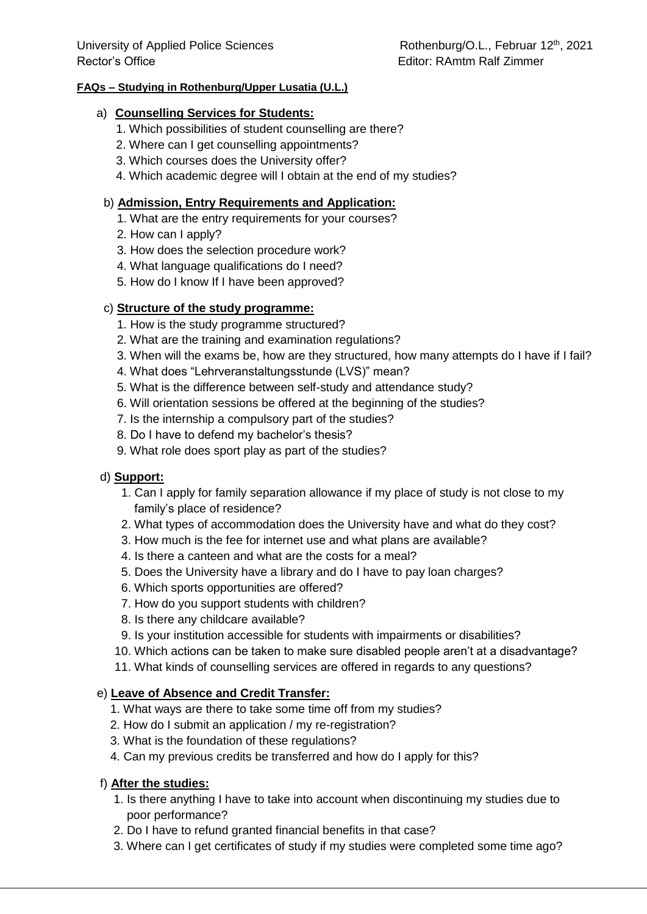University of Applied Police Sciences
Rector's Office

Rothenburg/O.L., Februar 12th, 2021
Editor: RAmtm Ralf Zimmer

**FAQs – Studying in Rothenburg/Upper Lusatia (U.L.)**

a) **Counselling Services for Students:**
   1. Which possibilities of student counselling are there?
   2. Where can I get counselling appointments?
   3. Which courses does the University offer?
   4. Which academic degree will I obtain at the end of my studies?

b) **Admission, Entry Requirements and Application:**
   1. What are the entry requirements for your courses?
   2. How can I apply?
   3. How does the selection procedure work?
   4. What language qualifications do I need?
   5. How do I know If I have been approved?

c) **Structure of the study programme:**
   1. How is the study programme structured?
   2. What are the training and examination regulations?
   3. When will the exams be, how are they structured, how many attempts do I have if I fail?
   4. What does "Lehrveranstaltungsstunde (LVS)" mean?
   5. What is the difference between self-study and attendance study?
   6. Will orientation sessions be offered at the beginning of the studies?
   7. Is the internship a compulsory part of the studies?
   8. Do I have to defend my bachelor's thesis?
   9. What role does sport play as part of the studies?

d) **Support:**
   1. Can I apply for family separation allowance if my place of study is not close to my family's place of residence?
   2. What types of accommodation does the University have and what do they cost?
   3. How much is the fee for internet use and what plans are available?
   4. Is there a canteen and what are the costs for a meal?
   5. Does the University have a library and do I have to pay loan charges?
   6. Which sports opportunities are offered?
   7. How do you support students with children?
   8. Is there any childcare available?
   9. Is your institution accessible for students with impairments or disabilities?
   10. Which actions can be taken to make sure disabled people aren't at a disadvantage?
   11. What kinds of counselling services are offered in regards to any questions?

e) **Leave of Absence and Credit Transfer:**
   1. What ways are there to take some time off from my studies?
   2. How do I submit an application / my re-registration?
   3. What is the foundation of these regulations?
   4. Can my previous credits be transferred and how do I apply for this?

f) **After the studies:**
   1. Is there anything I have to take into account when discontinuing my studies due to poor performance?
   2. Do I have to refund granted financial benefits in that case?
   3. Where can I get certificates of study if my studies were completed some time ago?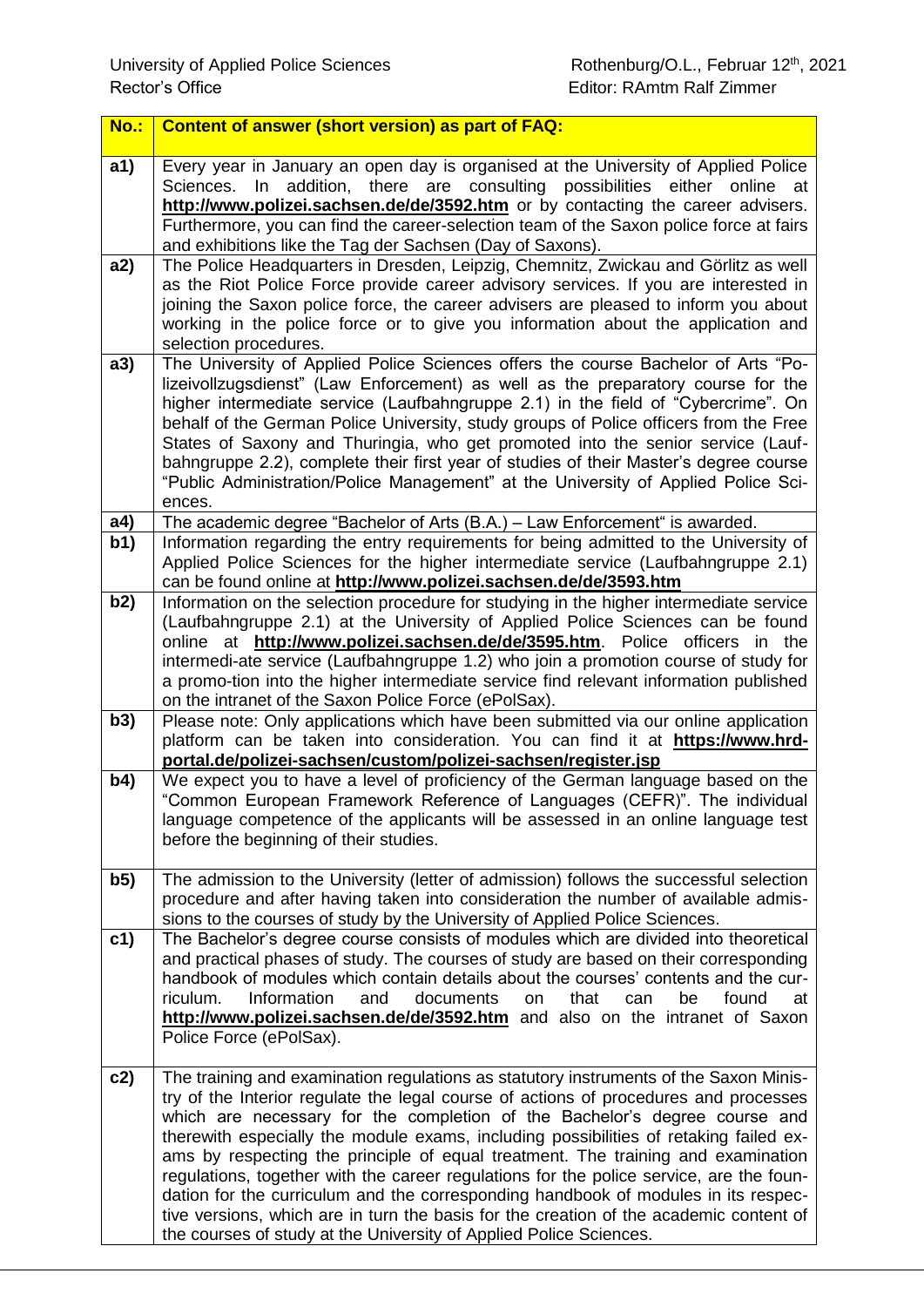University of Applied Police Sciences
Rector's Office

Rothenburg/O.L., Februar 12th, 2021
Editor: RAmtm Ralf Zimmer

| No.: | Content of answer (short version) as part of FAQ: |
|---|---|
| **a1)** | Every year in January an open day is organised at the University of Applied Police Sciences. In addition, there are consulting possibilities either online at **http://www.polizei.sachsen.de/de/3592.htm** or by contacting the career advisers. Furthermore, you can find the career-selection team of the Saxon police force at fairs and exhibitions like the Tag der Sachsen (Day of Saxons). |
| **a2)** | The Police Headquarters in Dresden, Leipzig, Chemnitz, Zwickau and Görlitz as well as the Riot Police Force provide career advisory services. If you are interested in joining the Saxon police force, the career advisers are pleased to inform you about working in the police force or to give you information about the application and selection procedures. |
| **a3)** | The University of Applied Police Sciences offers the course Bachelor of Arts "Polizeivollzugsdienst" (Law Enforcement) as well as the preparatory course for the higher intermediate service (Laufbahngruppe 2.1) in the field of "Cybercrime". On behalf of the German Police University, study groups of Police officers from the Free States of Saxony and Thuringia, who get promoted into the senior service (Laufbahngruppe 2.2), complete their first year of studies of their Master's degree course "Public Administration/Police Management" at the University of Applied Police Sciences. |
| **a4)** | The academic degree "Bachelor of Arts (B.A.) – Law Enforcement" is awarded. |
| **b1)** | Information regarding the entry requirements for being admitted to the University of Applied Police Sciences for the higher intermediate service (Laufbahngruppe 2.1) can be found online at **http://www.polizei.sachsen.de/de/3593.htm** |
| **b2)** | Information on the selection procedure for studying in the higher intermediate service (Laufbahngruppe 2.1) at the University of Applied Police Sciences can be found online at **http://www.polizei.sachsen.de/de/3595.htm**. Police officers in the intermedi-ate service (Laufbahngruppe 1.2) who join a promotion course of study for a promo-tion into the higher intermediate service find relevant information published on the intranet of the Saxon Police Force (ePolSax). |
| **b3)** | Please note: Only applications which have been submitted via our online application platform can be taken into consideration. You can find it at **https://www.hrd-portal.de/polizei-sachsen/custom/polizei-sachsen/register.jsp** |
| **b4)** | We expect you to have a level of proficiency of the German language based on the "Common European Framework Reference of Languages (CEFR)". The individual language competence of the applicants will be assessed in an online language test before the beginning of their studies. |
| **b5)** | The admission to the University (letter of admission) follows the successful selection procedure and after having taken into consideration the number of available admissions to the courses of study by the University of Applied Police Sciences. |
| **c1)** | The Bachelor's degree course consists of modules which are divided into theoretical and practical phases of study. The courses of study are based on their corresponding handbook of modules which contain details about the courses' contents and the curriculum. Information and documents on that can be found at **http://www.polizei.sachsen.de/de/3592.htm** and also on the intranet of Saxon Police Force (ePolSax). |
| **c2)** | The training and examination regulations as statutory instruments of the Saxon Ministry of the Interior regulate the legal course of actions of procedures and processes which are necessary for the completion of the Bachelor's degree course and therewith especially the module exams, including possibilities of retaking failed exams by respecting the principle of equal treatment. The training and examination regulations, together with the career regulations for the police service, are the foundation for the curriculum and the corresponding handbook of modules in its respective versions, which are in turn the basis for the creation of the academic content of the courses of study at the University of Applied Police Sciences. |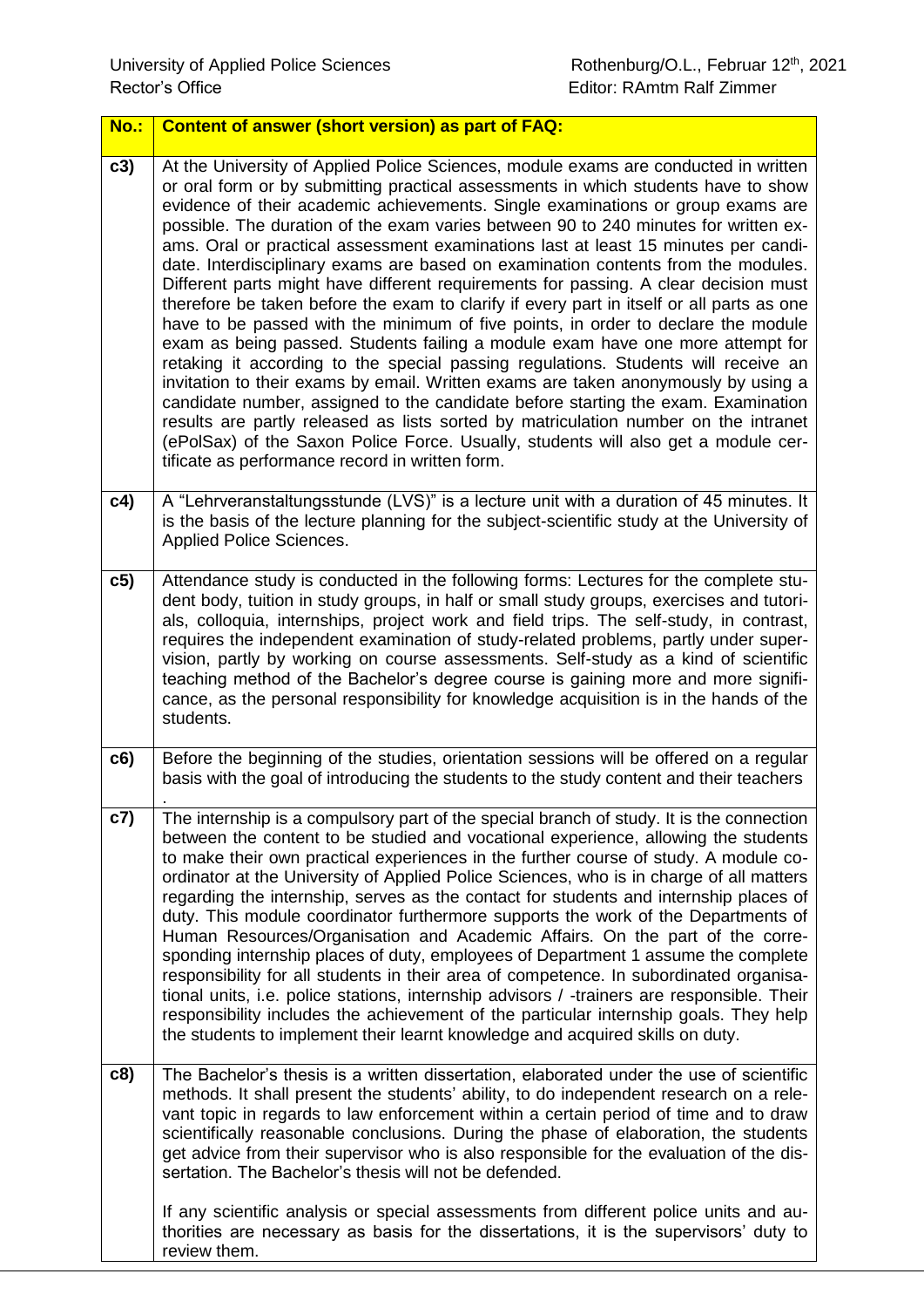| No.: | Content of answer (short version) as part of FAQ: |
|---|---|
| c3) | At the University of Applied Police Sciences, module exams are conducted in written or oral form or by submitting practical assessments in which students have to show evidence of their academic achievements. Single examinations or group exams are possible. The duration of the exam varies between 90 to 240 minutes for written exams. Oral or practical assessment examinations last at least 15 minutes per candidate. Interdisciplinary exams are based on examination contents from the modules. Different parts might have different requirements for passing. A clear decision must therefore be taken before the exam to clarify if every part in itself or all parts as one have to be passed with the minimum of five points, in order to declare the module exam as being passed. Students failing a module exam have one more attempt for retaking it according to the special passing regulations. Students will receive an invitation to their exams by email. Written exams are taken anonymously by using a candidate number, assigned to the candidate before starting the exam. Examination results are partly released as lists sorted by matriculation number on the intranet (ePolSax) of the Saxon Police Force. Usually, students will also get a module certificate as performance record in written form. |
| c4) | A "Lehrveranstaltungsstunde (LVS)" is a lecture unit with a duration of 45 minutes. It is the basis of the lecture planning for the subject-scientific study at the University of Applied Police Sciences. |
| c5) | Attendance study is conducted in the following forms: Lectures for the complete student body, tuition in study groups, in half or small study groups, exercises and tutorials, colloquia, internships, project work and field trips. The self-study, in contrast, requires the independent examination of study-related problems, partly under supervision, partly by working on course assessments. Self-study as a kind of scientific teaching method of the Bachelor's degree course is gaining more and more significance, as the personal responsibility for knowledge acquisition is in the hands of the students. |
| c6) | Before the beginning of the studies, orientation sessions will be offered on a regular basis with the goal of introducing the students to the study content and their teachers. |
| c7) | The internship is a compulsory part of the special branch of study. It is the connection between the content to be studied and vocational experience, allowing the students to make their own practical experiences in the further course of study. A module coordinator at the University of Applied Police Sciences, who is in charge of all matters regarding the internship, serves as the contact for students and internship places of duty. This module coordinator furthermore supports the work of the Departments of Human Resources/Organisation and Academic Affairs. On the part of the corresponding internship places of duty, employees of Department 1 assume the complete responsibility for all students in their area of competence. In subordinated organisational units, i.e. police stations, internship advisors / -trainers are responsible. Their responsibility includes the achievement of the particular internship goals. They help the students to implement their learnt knowledge and acquired skills on duty. |
| c8) | The Bachelor's thesis is a written dissertation, elaborated under the use of scientific methods. It shall present the students' ability, to do independent research on a relevant topic in regards to law enforcement within a certain period of time and to draw scientifically reasonable conclusions. During the phase of elaboration, the students get advice from their supervisor who is also responsible for the evaluation of the dissertation. The Bachelor's thesis will not be defended.<br><br>If any scientific analysis or special assessments from different police units and authorities are necessary as basis for the dissertations, it is the supervisors' duty to review them. |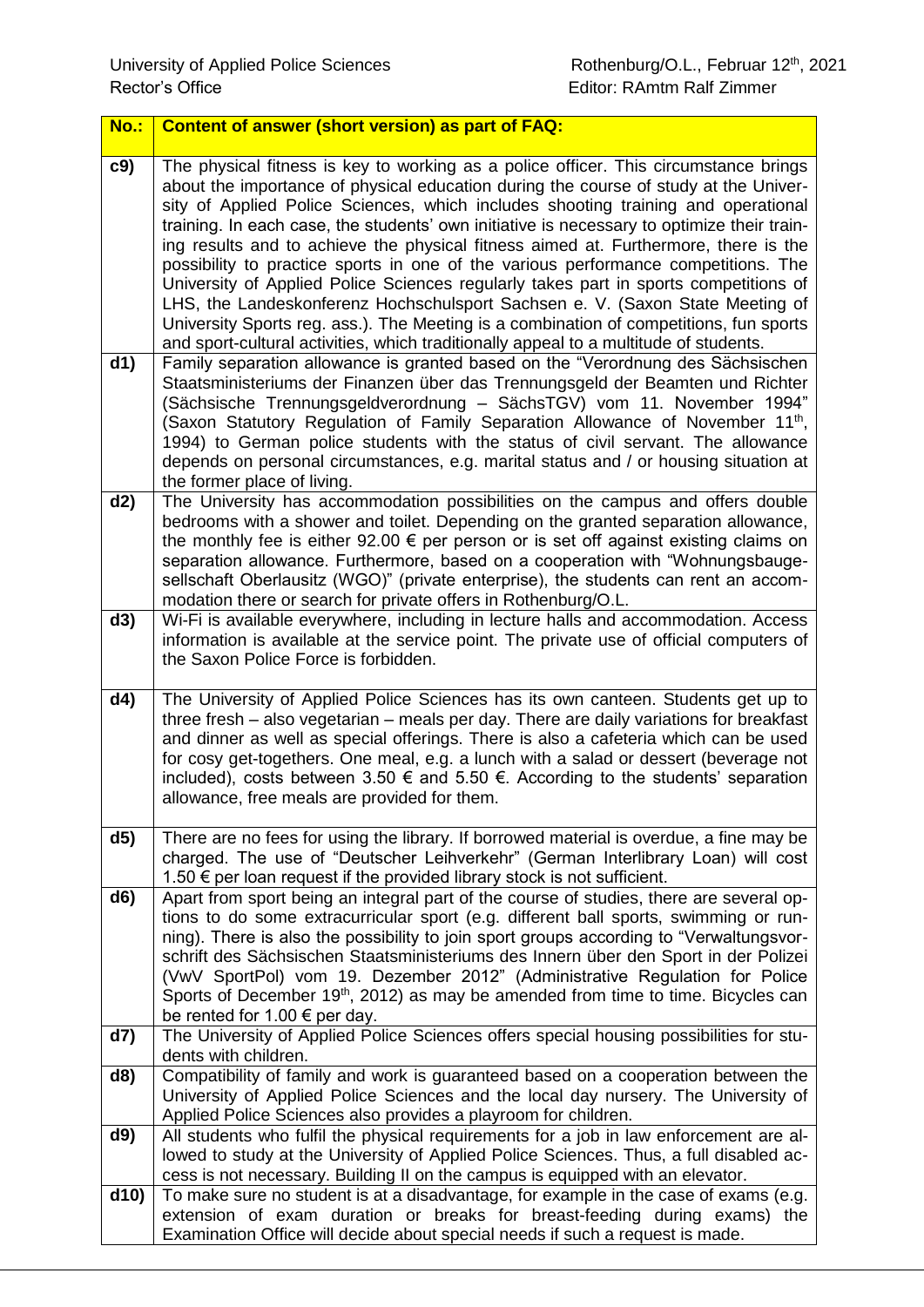| No.: | Content of answer (short version) as part of FAQ: |
| --- | --- |
| c9) | The physical fitness is key to working as a police officer. This circumstance brings about the importance of physical education during the course of study at the University of Applied Police Sciences, which includes shooting training and operational training. In each case, the students' own initiative is necessary to optimize their training results and to achieve the physical fitness aimed at. Furthermore, there is the possibility to practice sports in one of the various performance competitions. The University of Applied Police Sciences regularly takes part in sports competitions of LHS, the Landeskonferenz Hochschulsport Sachsen e. V. (Saxon State Meeting of University Sports reg. ass.). The Meeting is a combination of competitions, fun sports and sport-cultural activities, which traditionally appeal to a multitude of students. |
| d1) | Family separation allowance is granted based on the "Verordnung des Sächsischen Staatsministeriums der Finanzen über das Trennungsgeld der Beamten und Richter (Sächsische Trennungsgeldverordnung – SächsTGV) vom 11. November 1994" (Saxon Statutory Regulation of Family Separation Allowance of November 11th, 1994) to German police students with the status of civil servant. The allowance depends on personal circumstances, e.g. marital status and / or housing situation at the former place of living. |
| d2) | The University has accommodation possibilities on the campus and offers double bedrooms with a shower and toilet. Depending on the granted separation allowance, the monthly fee is either 92.00 € per person or is set off against existing claims on separation allowance. Furthermore, based on a cooperation with "Wohnungsbaugesellschaft Oberlausitz (WGO)" (private enterprise), the students can rent an accommodation there or search for private offers in Rothenburg/O.L. |
| d3) | Wi-Fi is available everywhere, including in lecture halls and accommodation. Access information is available at the service point. The private use of official computers of the Saxon Police Force is forbidden. |
| d4) | The University of Applied Police Sciences has its own canteen. Students get up to three fresh – also vegetarian – meals per day. There are daily variations for breakfast and dinner as well as special offerings. There is also a cafeteria which can be used for cosy get-togethers. One meal, e.g. a lunch with a salad or dessert (beverage not included), costs between 3.50 € and 5.50 €. According to the students' separation allowance, free meals are provided for them. |
| d5) | There are no fees for using the library. If borrowed material is overdue, a fine may be charged. The use of "Deutscher Leihverkehr" (German Interlibrary Loan) will cost 1.50 € per loan request if the provided library stock is not sufficient. |
| d6) | Apart from sport being an integral part of the course of studies, there are several options to do some extracurricular sport (e.g. different ball sports, swimming or running). There is also the possibility to join sport groups according to "Verwaltungsvorschrift des Sächsischen Staatsministeriums des Innern über den Sport in der Polizei (VwV SportPol) vom 19. Dezember 2012" (Administrative Regulation for Police Sports of December 19th, 2012) as may be amended from time to time. Bicycles can be rented for 1.00 € per day. |
| d7) | The University of Applied Police Sciences offers special housing possibilities for students with children. |
| d8) | Compatibility of family and work is guaranteed based on a cooperation between the University of Applied Police Sciences and the local day nursery. The University of Applied Police Sciences also provides a playroom for children. |
| d9) | All students who fulfil the physical requirements for a job in law enforcement are allowed to study at the University of Applied Police Sciences. Thus, a full disabled access is not necessary. Building II on the campus is equipped with an elevator. |
| d10) | To make sure no student is at a disadvantage, for example in the case of exams (e.g. extension of exam duration or breaks for breast-feeding during exams) the Examination Office will decide about special needs if such a request is made. |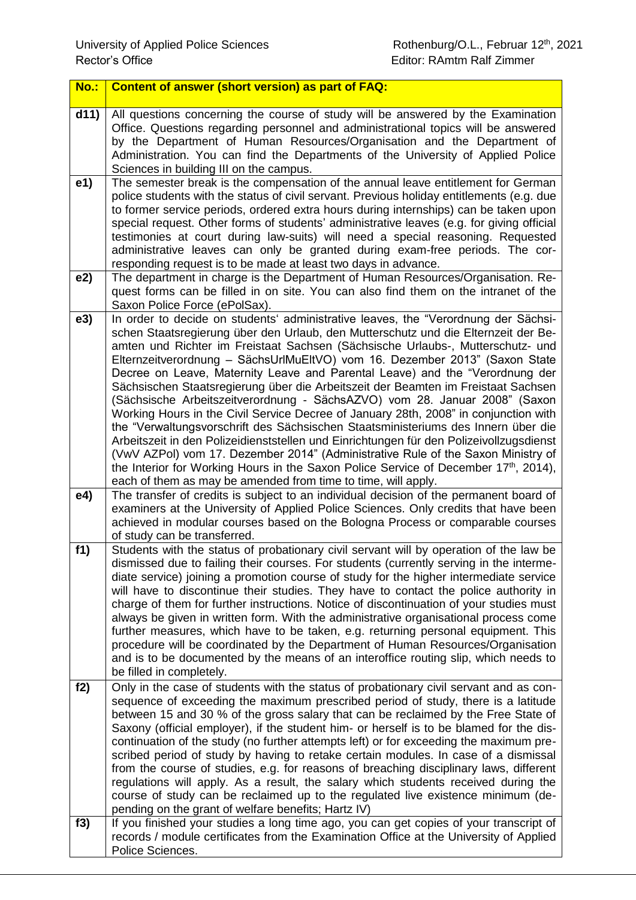University of Applied Police Sciences
Rector's Office

Rothenburg/O.L., Februar 12th, 2021
Editor: RAmtm Ralf Zimmer

| No.: | Content of answer (short version) as part of FAQ: |
| --- | --- |
| d11) | All questions concerning the course of study will be answered by the Examination Office. Questions regarding personnel and administrational topics will be answered by the Department of Human Resources/Organisation and the Department of Administration. You can find the Departments of the University of Applied Police Sciences in building III on the campus. |
| e1) | The semester break is the compensation of the annual leave entitlement for German police students with the status of civil servant. Previous holiday entitlements (e.g. due to former service periods, ordered extra hours during internships) can be taken upon special request. Other forms of students' administrative leaves (e.g. for giving official testimonies at court during law-suits) will need a special reasoning. Requested administrative leaves can only be granted during exam-free periods. The corresponding request is to be made at least two days in advance. |
| e2) | The department in charge is the Department of Human Resources/Organisation. Request forms can be filled in on site. You can also find them on the intranet of the Saxon Police Force (ePolSax). |
| e3) | In order to decide on students' administrative leaves, the "Verordnung der Sächsischen Staatsregierung über den Urlaub, den Mutterschutz und die Elternzeit der Beamten und Richter im Freistaat Sachsen (Sächsische Urlaubs-, Mutterschutz- und Elternzeitverordnung – SächsUrlMuEltVO) vom 16. Dezember 2013" (Saxon State Decree on Leave, Maternity Leave and Parental Leave) and the "Verordnung der Sächsischen Staatsregierung über die Arbeitszeit der Beamten im Freistaat Sachsen (Sächsische Arbeitszeitverordnung - SächsAZVO) vom 28. Januar 2008" (Saxon Working Hours in the Civil Service Decree of January 28th, 2008" in conjunction with the "Verwaltungsvorschrift des Sächsischen Staatsministeriums des Innern über die Arbeitszeit in den Polizeidienststellen und Einrichtungen für den Polizeivollzugsdienst (VwV AZPol) vom 17. Dezember 2014" (Administrative Rule of the Saxon Ministry of the Interior for Working Hours in the Saxon Police Service of December 17th, 2014), each of them as may be amended from time to time, will apply. |
| e4) | The transfer of credits is subject to an individual decision of the permanent board of examiners at the University of Applied Police Sciences. Only credits that have been achieved in modular courses based on the Bologna Process or comparable courses of study can be transferred. |
| f1) | Students with the status of probationary civil servant will by operation of the law be dismissed due to failing their courses. For students (currently serving in the intermediate service) joining a promotion course of study for the higher intermediate service will have to discontinue their studies. They have to contact the police authority in charge of them for further instructions. Notice of discontinuation of your studies must always be given in written form. With the administrative organisational process come further measures, which have to be taken, e.g. returning personal equipment. This procedure will be coordinated by the Department of Human Resources/Organisation and is to be documented by the means of an interoffice routing slip, which needs to be filled in completely. |
| f2) | Only in the case of students with the status of probationary civil servant and as consequence of exceeding the maximum prescribed period of study, there is a latitude between 15 and 30 % of the gross salary that can be reclaimed by the Free State of Saxony (official employer), if the student him- or herself is to be blamed for the discontinuation of the study (no further attempts left) or for exceeding the maximum prescribed period of study by having to retake certain modules. In case of a dismissal from the course of studies, e.g. for reasons of breaching disciplinary laws, different regulations will apply. As a result, the salary which students received during the course of study can be reclaimed up to the regulated live existence minimum (depending on the grant of welfare benefits; Hartz IV) |
| f3) | If you finished your studies a long time ago, you can get copies of your transcript of records / module certificates from the Examination Office at the University of Applied Police Sciences. |